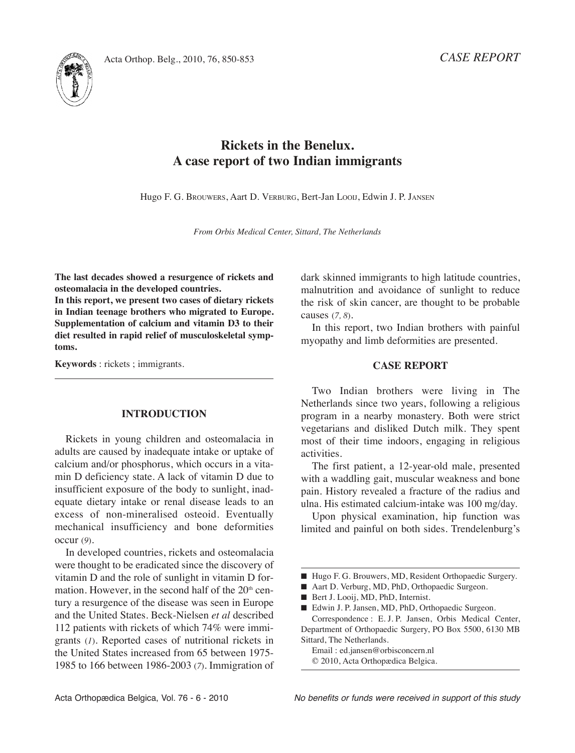*CASE REPORT*

# Rickets in the Benelux. A case report of two Indian immigrants

Hugo F. G. Brouwers, Aart D. Verburg, Bert-Jan Looij, Edwin J. P. Jansen

*From Orbis Medical Center, Sittard, The Netherlands*

**The last decades showed a resurgence of rickets and osteomalacia in the developed countries.**
**In this report, we present two cases of dietary rickets in Indian teenage brothers who migrated to Europe. Supplementation of calcium and vitamin D3 to their diet resulted in rapid relief of musculoskeletal symptoms.**

**Keywords** : rickets ; immigrants.

## INTRODUCTION

Rickets in young children and osteomalacia in adults are caused by inadequate intake or uptake of calcium and/or phosphorus, which occurs in a vitamin D deficiency state. A lack of vitamin D due to insufficient exposure of the body to sunlight, inadequate dietary intake or renal disease leads to an excess of non-mineralised osteoid. Eventually mechanical insufficiency and bone deformities occur (*9*).

In developed countries, rickets and osteomalacia were thought to be eradicated since the discovery of vitamin D and the role of sunlight in vitamin D formation. However, in the second half of the 20th century a resurgence of the disease was seen in Europe and the United States. Beck-Nielsen *et al* described 112 patients with rickets of which 74% were immigrants (*1*). Reported cases of nutritional rickets in the United States increased from 65 between 1975-1985 to 166 between 1986-2003 (*7*). Immigration of dark skinned immigrants to high latitude countries, malnutrition and avoidance of sunlight to reduce the risk of skin cancer, are thought to be probable causes (*7, 8*).

In this report, two Indian brothers with painful myopathy and limb deformities are presented.

## CASE REPORT

Two Indian brothers were living in The Netherlands since two years, following a religious program in a nearby monastery. Both were strict vegetarians and disliked Dutch milk. They spent most of their time indoors, engaging in religious activities.

The first patient, a 12-year-old male, presented with a waddling gait, muscular weakness and bone pain. History revealed a fracture of the radius and ulna. His estimated calcium-intake was 100 mg/day.

Upon physical examination, hip function was limited and painful on both sides. Trendelenburg's

---

- Hugo F. G. Brouwers, MD, Resident Orthopaedic Surgery.
- Aart D. Verburg, MD, PhD, Orthopaedic Surgeon.
- Bert J. Looij, MD, PhD, Internist.
- Edwin J. P. Jansen, MD, PhD, Orthopaedic Surgeon.

Correspondence : E. J. P. Jansen, Orbis Medical Center, Department of Orthopaedic Surgery, PO Box 5500, 6130 MB Sittard, The Netherlands.

Email : ed.jansen@orbisconcern.nl

© 2010, Acta Orthopædica Belgica.

*No benefits or funds were received in support of this study*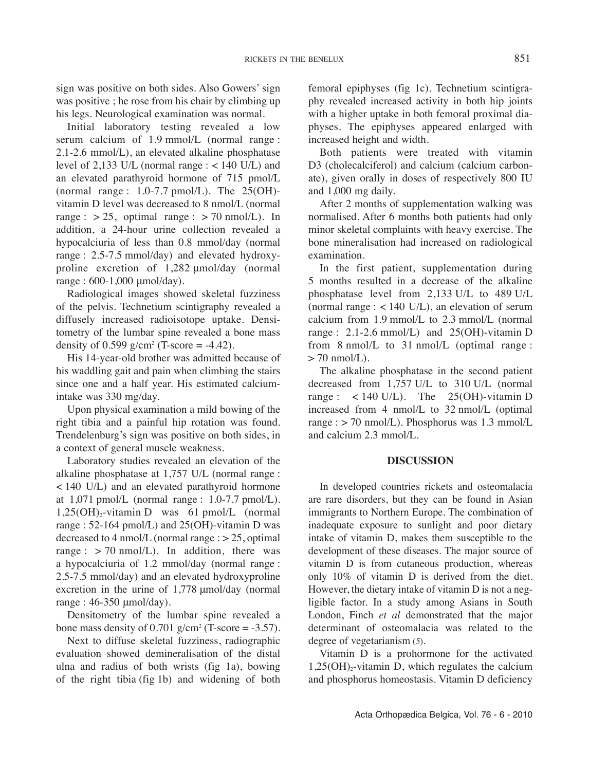sign was positive on both sides. Also Gowers' sign was positive ; he rose from his chair by climbing up his legs. Neurological examination was normal.

Initial laboratory testing revealed a low serum calcium of 1.9 mmol/L (normal range : 2.1-2.6 mmol/L), an elevated alkaline phosphatase level of 2,133 U/L (normal range : < 140 U/L) and an elevated parathyroid hormone of 715 pmol/L (normal range : 1.0-7.7 pmol/L). The 25(OH)-vitamin D level was decreased to 8 nmol/L (normal range : > 25, optimal range : > 70 nmol/L). In addition, a 24-hour urine collection revealed a hypocalciuria of less than 0.8 mmol/day (normal range : 2.5-7.5 mmol/day) and elevated hydroxyproline excretion of 1,282 µmol/day (normal range : 600-1,000 µmol/day).

Radiological images showed skeletal fuzziness of the pelvis. Technetium scintigraphy revealed a diffusely increased radioisotope uptake. Densitometry of the lumbar spine revealed a bone mass density of 0.599 $g/cm^2$ (T-score = -4.42).

His 14-year-old brother was admitted because of his waddling gait and pain when climbing the stairs since one and a half year. His estimated calcium-intake was 330 mg/day.

Upon physical examination a mild bowing of the right tibia and a painful hip rotation was found. Trendelenburg's sign was positive on both sides, in a context of general muscle weakness.

Laboratory studies revealed an elevation of the alkaline phosphatase at 1,757 U/L (normal range : < 140 U/L) and an elevated parathyroid hormone at 1,071 pmol/L (normal range : 1.0-7.7 pmol/L). $1,25(OH)_2$-vitamin D was 61 pmol/L (normal range : 52-164 pmol/L) and 25(OH)-vitamin D was decreased to 4 nmol/L (normal range : > 25, optimal range : > 70 nmol/L). In addition, there was a hypocalciuria of 1.2 mmol/day (normal range : 2.5-7.5 mmol/day) and an elevated hydroxyproline excretion in the urine of 1,778 µmol/day (normal range : 46-350 µmol/day).

Densitometry of the lumbar spine revealed a bone mass density of 0.701 $g/cm^2$ (T-score = -3.57).

Next to diffuse skeletal fuzziness, radiographic evaluation showed demineralisation of the distal ulna and radius of both wrists (fig 1a), bowing of the right tibia (fig 1b) and widening of both femoral epiphyses (fig 1c). Technetium scintigraphy revealed increased activity in both hip joints with a higher uptake in both femoral proximal diaphyses. The epiphyses appeared enlarged with increased height and width.

Both patients were treated with vitamin D3 (cholecalciferol) and calcium (calcium carbonate), given orally in doses of respectively 800 IU and 1,000 mg daily.

After 2 months of supplementation walking was normalised. After 6 months both patients had only minor skeletal complaints with heavy exercise. The bone mineralisation had increased on radiological examination.

In the first patient, supplementation during 5 months resulted in a decrease of the alkaline phosphatase level from 2,133 U/L to 489 U/L (normal range : < 140 U/L), an elevation of serum calcium from 1.9 mmol/L to 2.3 mmol/L (normal range : 2.1-2.6 mmol/L) and 25(OH)-vitamin D from 8 nmol/L to 31 nmol/L (optimal range : > 70 nmol/L).

The alkaline phosphatase in the second patient decreased from 1,757 U/L to 310 U/L (normal range : < 140 U/L). The 25(OH)-vitamin D increased from 4 nmol/L to 32 nmol/L (optimal range : > 70 nmol/L). Phosphorus was 1.3 mmol/L and calcium 2.3 mmol/L.

## DISCUSSION

In developed countries rickets and osteomalacia are rare disorders, but they can be found in Asian immigrants to Northern Europe. The combination of inadequate exposure to sunlight and poor dietary intake of vitamin D, makes them susceptible to the development of these diseases. The major source of vitamin D is from cutaneous production, whereas only 10% of vitamin D is derived from the diet. However, the dietary intake of vitamin D is not a negligible factor. In a study among Asians in South London, Finch *et al* demonstrated that the major determinant of osteomalacia was related to the degree of vegetarianism (*5*).

Vitamin D is a prohormone for the activated $1,25(OH)_2$-vitamin D, which regulates the calcium and phosphorus homeostasis. Vitamin D deficiency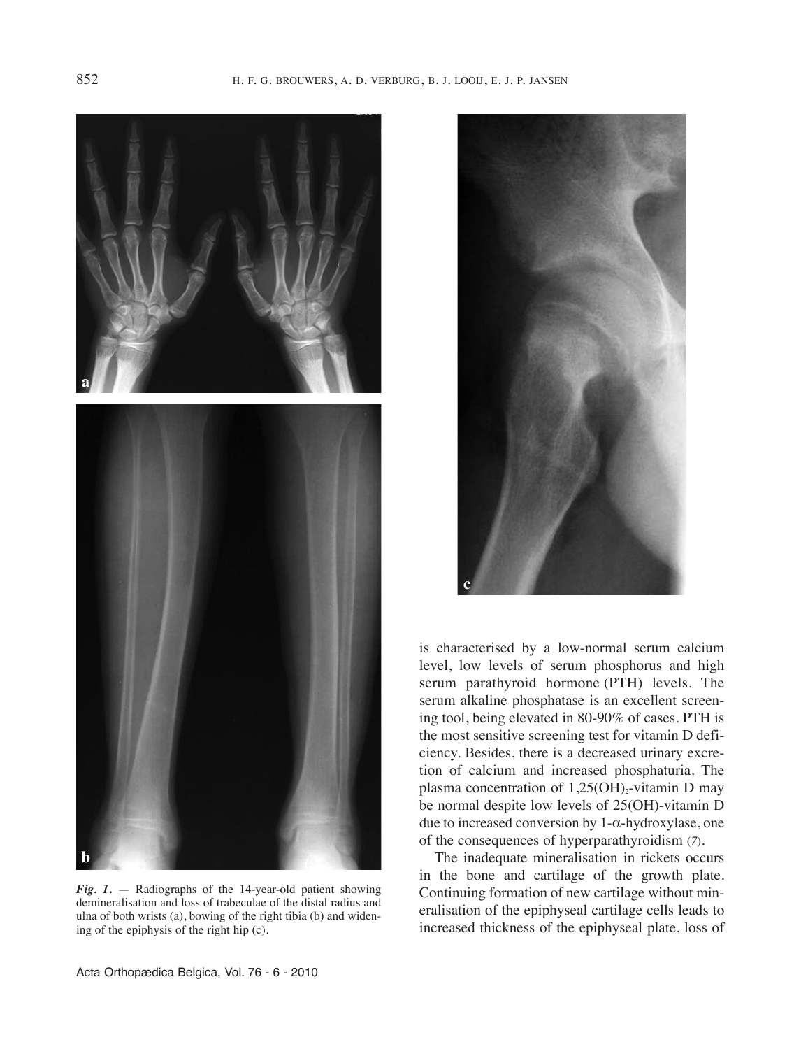*Fig. 1.* — Radiographs of the 14-year-old patient showing demineralisation and loss of trabeculae of the distal radius and ulna of both wrists (a), bowing of the right tibia (b) and widening of the epiphysis of the right hip (c).

is characterised by a low-normal serum calcium level, low levels of serum phosphorus and high serum parathyroid hormone (PTH) levels. The serum alkaline phosphatase is an excellent screening tool, being elevated in 80-90% of cases. PTH is the most sensitive screening test for vitamin D deficiency. Besides, there is a decreased urinary excretion of calcium and increased phosphaturia. The plasma concentration of $1,25(OH)_2$-vitamin D may be normal despite low levels of 25(OH)-vitamin D due to increased conversion by 1-$\alpha$-hydroxylase, one of the consequences of hyperparathyroidism (7).

The inadequate mineralisation in rickets occurs in the bone and cartilage of the growth plate. Continuing formation of new cartilage without mineralisation of the epiphyseal cartilage cells leads to increased thickness of the epiphyseal plate, loss of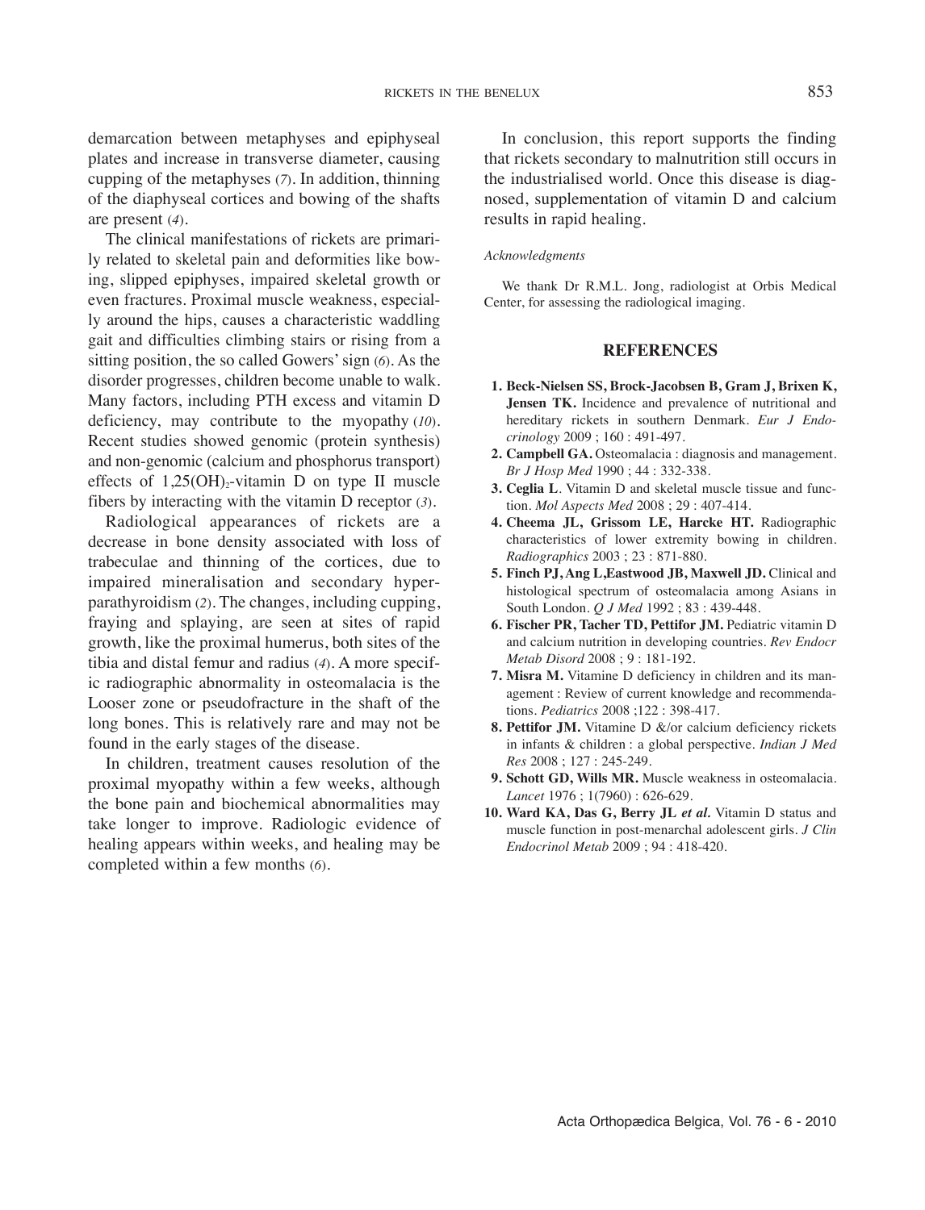demarcation between metaphyses and epiphyseal plates and increase in transverse diameter, causing cupping of the metaphyses (7). In addition, thinning of the diaphyseal cortices and bowing of the shafts are present (4).

The clinical manifestations of rickets are primarily related to skeletal pain and deformities like bowing, slipped epiphyses, impaired skeletal growth or even fractures. Proximal muscle weakness, especially around the hips, causes a characteristic waddling gait and difficulties climbing stairs or rising from a sitting position, the so called Gowers' sign (6). As the disorder progresses, children become unable to walk. Many factors, including PTH excess and vitamin D deficiency, may contribute to the myopathy (10). Recent studies showed genomic (protein synthesis) and non-genomic (calcium and phosphorus transport) effects of 1,25$(OH)_2$-vitamin D on type II muscle fibers by interacting with the vitamin D receptor (3).

Radiological appearances of rickets are a decrease in bone density associated with loss of trabeculae and thinning of the cortices, due to impaired mineralisation and secondary hyperparathyroidism (2). The changes, including cupping, fraying and splaying, are seen at sites of rapid growth, like the proximal humerus, both sites of the tibia and distal femur and radius (4). A more specific radiographic abnormality in osteomalacia is the Looser zone or pseudofracture in the shaft of the long bones. This is relatively rare and may not be found in the early stages of the disease.

In children, treatment causes resolution of the proximal myopathy within a few weeks, although the bone pain and biochemical abnormalities may take longer to improve. Radiologic evidence of healing appears within weeks, and healing may be completed within a few months (6).

In conclusion, this report supports the finding that rickets secondary to malnutrition still occurs in the industrialised world. Once this disease is diagnosed, supplementation of vitamin D and calcium results in rapid healing.

*Acknowledgments*

We thank Dr R.M.L. Jong, radiologist at Orbis Medical Center, for assessing the radiological imaging.

## REFERENCES

1. **Beck-Nielsen SS, Brock-Jacobsen B, Gram J, Brixen K, Jensen TK.** Incidence and prevalence of nutritional and hereditary rickets in southern Denmark. *Eur J Endocrinology* 2009 ; 160 : 491-497.
2. **Campbell GA.** Osteomalacia : diagnosis and management. *Br J Hosp Med* 1990 ; 44 : 332-338.
3. **Ceglia L**. Vitamin D and skeletal muscle tissue and function. *Mol Aspects Med* 2008 ; 29 : 407-414.
4. **Cheema JL, Grissom LE, Harcke HT.** Radiographic characteristics of lower extremity bowing in children. *Radiographics* 2003 ; 23 : 871-880.
5. **Finch PJ, Ang L,Eastwood JB, Maxwell JD.** Clinical and histological spectrum of osteomalacia among Asians in South London. *Q J Med* 1992 ; 83 : 439-448.
6. **Fischer PR, Tacher TD, Pettifor JM.** Pediatric vitamin D and calcium nutrition in developing countries. *Rev Endocr Metab Disord* 2008 ; 9 : 181-192.
7. **Misra M.** Vitamine D deficiency in children and its management : Review of current knowledge and recommendations. *Pediatrics* 2008 ;122 : 398-417.
8. **Pettifor JM.** Vitamine D &/or calcium deficiency rickets in infants & children : a global perspective. *Indian J Med Res* 2008 ; 127 : 245-249.
9. **Schott GD, Wills MR.** Muscle weakness in osteomalacia. *Lancet* 1976 ; 1(7960) : 626-629.
10. **Ward KA, Das G, Berry JL *et al.*** Vitamin D status and muscle function in post-menarchal adolescent girls. *J Clin Endocrinol Metab* 2009 ; 94 : 418-420.